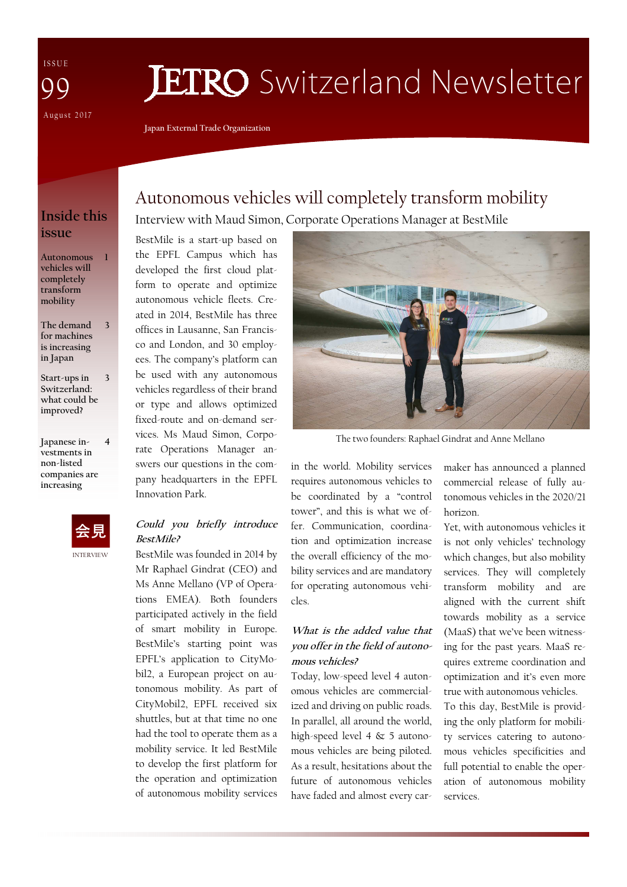ISSUE

99

August 2017

# JETRO Switzerland Newsletter

Japan External Trade Organization

## Inside this issue

- Autonomous vehicles will completely transform mobility — 1
- The demand for machines is increasing in Japan — 3
- Start-ups in Switzerland: what could be improved? — 3
- Japanese investments in non-listed companies are increasing — 4

会見

INTERVIEW

# Autonomous vehicles will completely transform mobility

## Interview with Maud Simon, Corporate Operations Manager at BestMile

BestMile is a start-up based on the EPFL Campus which has developed the first cloud platform to operate and optimize autonomous vehicle fleets. Created in 2014, BestMile has three offices in Lausanne, San Francisco and London, and 30 employees. The company's platform can be used with any autonomous vehicles regardless of their brand or type and allows optimized fixed-route and on-demand services. Ms Maud Simon, Corporate Operations Manager answers our questions in the company headquarters in the EPFL Innovation Park.

The two founders: Raphael Gindrat and Anne Mellano

***Could you briefly introduce BestMile?***

BestMile was founded in 2014 by Mr Raphael Gindrat (CEO) and Ms Anne Mellano (VP of Operations EMEA). Both founders participated actively in the field of smart mobility in Europe. BestMile's starting point was EPFL's application to CityMobil2, a European project on autonomous mobility. As part of CityMobil2, EPFL received six shuttles, but at that time no one had the tool to operate them as a mobility service. It led BestMile to develop the first platform for the operation and optimization of autonomous mobility services in the world. Mobility services requires autonomous vehicles to be coordinated by a "control tower", and this is what we offer. Communication, coordination and optimization increase the overall efficiency of the mobility services and are mandatory for operating autonomous vehicles.

***What is the added value that you offer in the field of autonomous vehicles?***

Today, low-speed level 4 autonomous vehicles are commercialized and driving on public roads. In parallel, all around the world, high-speed level 4 & 5 autonomous vehicles are being piloted. As a result, hesitations about the future of autonomous vehicles have faded and almost every carmaker has announced a planned commercial release of fully autonomous vehicles in the 2020/21 horizon.

Yet, with autonomous vehicles it is not only vehicles' technology which changes, but also mobility services. They will completely transform mobility and are aligned with the current shift towards mobility as a service (MaaS) that we've been witnessing for the past years. MaaS requires extreme coordination and optimization and it's even more true with autonomous vehicles.

To this day, BestMile is providing the only platform for mobility services catering to autonomous vehicles specificities and full potential to enable the operation of autonomous mobility services.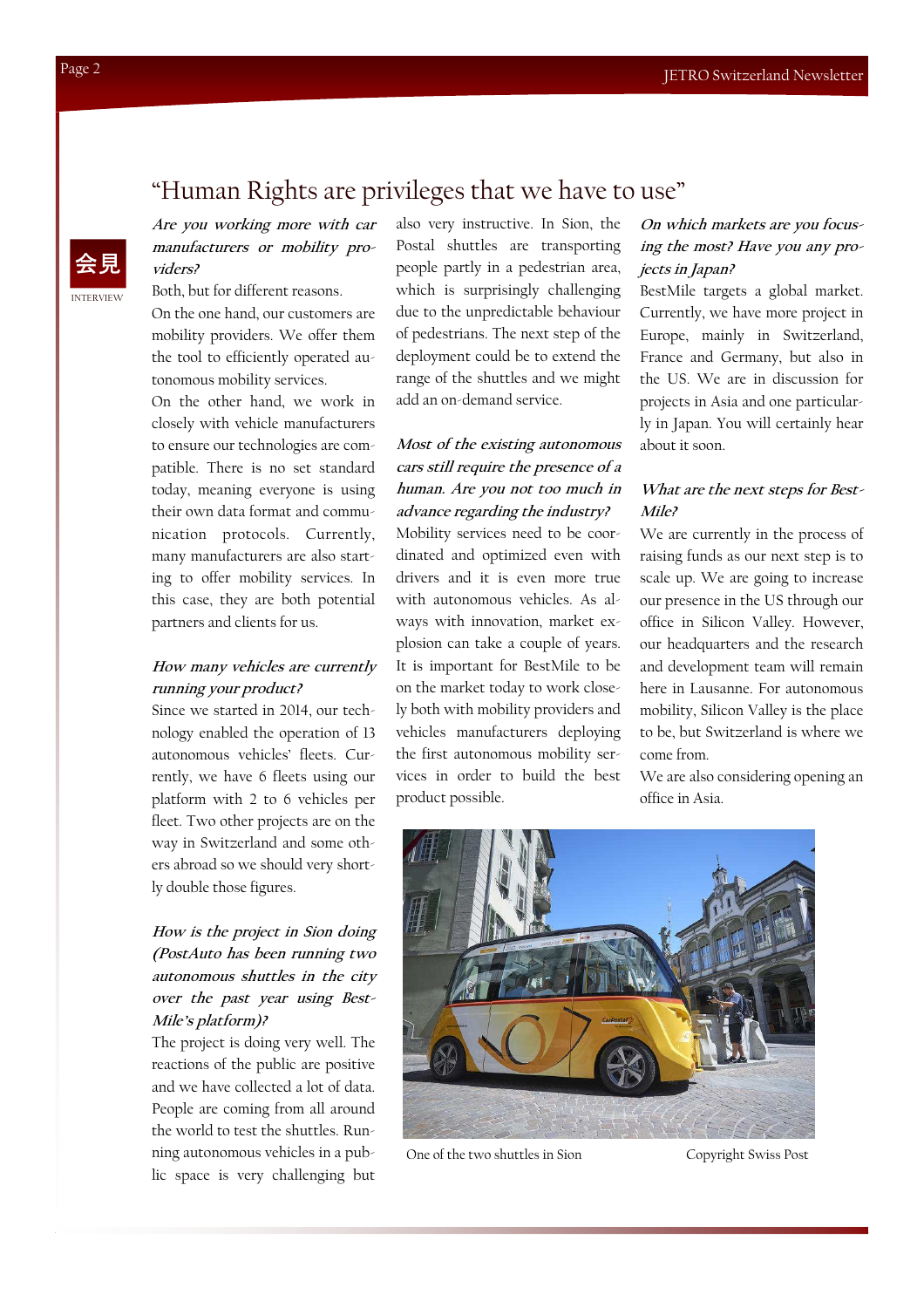# "Human Rights are privileges that we have to use"

会見

INTERVIEW

***Are you working more with car manufacturers or mobility providers?***

Both, but for different reasons.

On the one hand, our customers are mobility providers. We offer them the tool to efficiently operated autonomous mobility services.

On the other hand, we work in closely with vehicle manufacturers to ensure our technologies are compatible. There is no set standard today, meaning everyone is using their own data format and communication protocols. Currently, many manufacturers are also starting to offer mobility services. In this case, they are both potential partners and clients for us.

***How many vehicles are currently running your product?***

Since we started in 2014, our technology enabled the operation of 13 autonomous vehicles' fleets. Currently, we have 6 fleets using our platform with 2 to 6 vehicles per fleet. Two other projects are on the way in Switzerland and some others abroad so we should very shortly double those figures.

***How is the project in Sion doing (PostAuto has been running two autonomous shuttles in the city over the past year using BestMile's platform)?***

The project is doing very well. The reactions of the public are positive and we have collected a lot of data. People are coming from all around the world to test the shuttles. Running autonomous vehicles in a public space is very challenging but also very instructive. In Sion, the Postal shuttles are transporting people partly in a pedestrian area, which is surprisingly challenging due to the unpredictable behaviour of pedestrians. The next step of the deployment could be to extend the range of the shuttles and we might add an on-demand service.

***Most of the existing autonomous cars still require the presence of a human. Are you not too much in advance regarding the industry?***

Mobility services need to be coordinated and optimized even with drivers and it is even more true with autonomous vehicles. As always with innovation, market explosion can take a couple of years. It is important for BestMile to be on the market today to work closely both with mobility providers and vehicles manufacturers deploying the first autonomous mobility services in order to build the best product possible.

***On which markets are you focusing the most? Have you any projects in Japan?***

BestMile targets a global market. Currently, we have more project in Europe, mainly in Switzerland, France and Germany, but also in the US. We are in discussion for projects in Asia and one particularly in Japan. You will certainly hear about it soon.

***What are the next steps for BestMile?***

We are currently in the process of raising funds as our next step is to scale up. We are going to increase our presence in the US through our office in Silicon Valley. However, our headquarters and the research and development team will remain here in Lausanne. For autonomous mobility, Silicon Valley is the place to be, but Switzerland is where we come from.

We are also considering opening an office in Asia.

One of the two shuttles in Sion — Copyright Swiss Post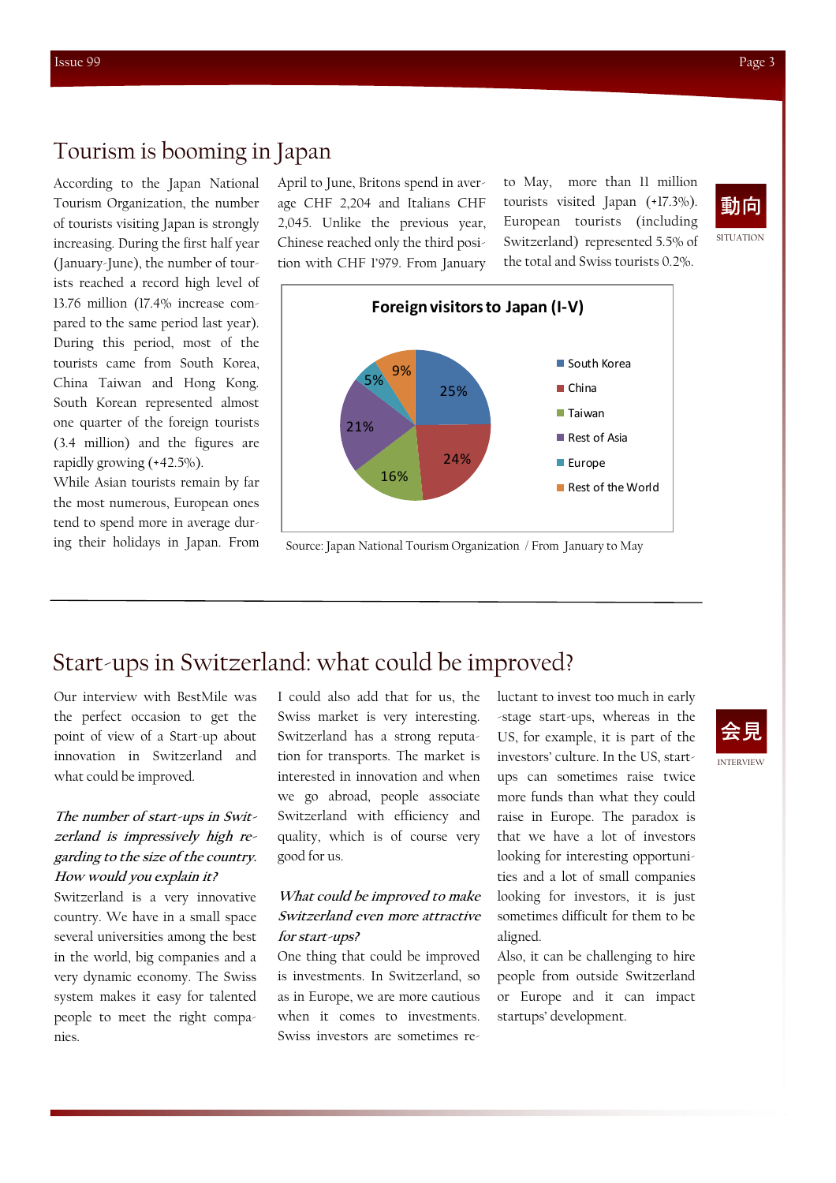## Tourism is booming in Japan

動向

SITUATION

According to the Japan National Tourism Organization, the number of tourists visiting Japan is strongly increasing. During the first half year (January-June), the number of tourists reached a record high level of 13.76 million (17.4% increase compared to the same period last year). During this period, most of the tourists came from South Korea, China Taiwan and Hong Kong. South Korean represented almost one quarter of the foreign tourists (3.4 million) and the figures are rapidly growing (+42.5%).

While Asian tourists remain by far the most numerous, European ones tend to spend more in average during their holidays in Japan. From April to June, Britons spend in average CHF 2,204 and Italians CHF 2,045. Unlike the previous year, Chinese reached only the third position with CHF 1'979. From January to May, more than 11 million tourists visited Japan (+17.3%). European tourists (including Switzerland) represented 5.5% of the total and Swiss tourists 0.2%.

**Foreign visitors to Japan (I-V)**

| Region | Share |
|---|---|
| South Korea | 25% |
| China | 24% |
| Taiwan | 16% |
| Rest of Asia | 21% |
| Europe | 5% |
| Rest of the World | 9% |

Source: Japan National Tourism Organization / From January to May

## Start-ups in Switzerland: what could be improved?

会見

INTERVIEW

Our interview with BestMile was the perfect occasion to get the point of view of a Start-up about innovation in Switzerland and what could be improved.

***The number of start-ups in Switzerland is impressively high regarding to the size of the country. How would you explain it?***

Switzerland is a very innovative country. We have in a small space several universities among the best in the world, big companies and a very dynamic economy. The Swiss system makes it easy for talented people to meet the right companies.

I could also add that for us, the Swiss market is very interesting. Switzerland has a strong reputation for transports. The market is interested in innovation and when we go abroad, people associate Switzerland with efficiency and quality, which is of course very good for us.

***What could be improved to make Switzerland even more attractive for start-ups?***

One thing that could be improved is investments. In Switzerland, so as in Europe, we are more cautious when it comes to investments. Swiss investors are sometimes reluctant to invest too much in early-stage start-ups, whereas in the US, for example, it is part of the investors' culture. In the US, start-ups can sometimes raise twice more funds than what they could raise in Europe. The paradox is that we have a lot of investors looking for interesting opportunities and a lot of small companies looking for investors, it is just sometimes difficult for them to be aligned.

Also, it can be challenging to hire people from outside Switzerland or Europe and it can impact startups' development.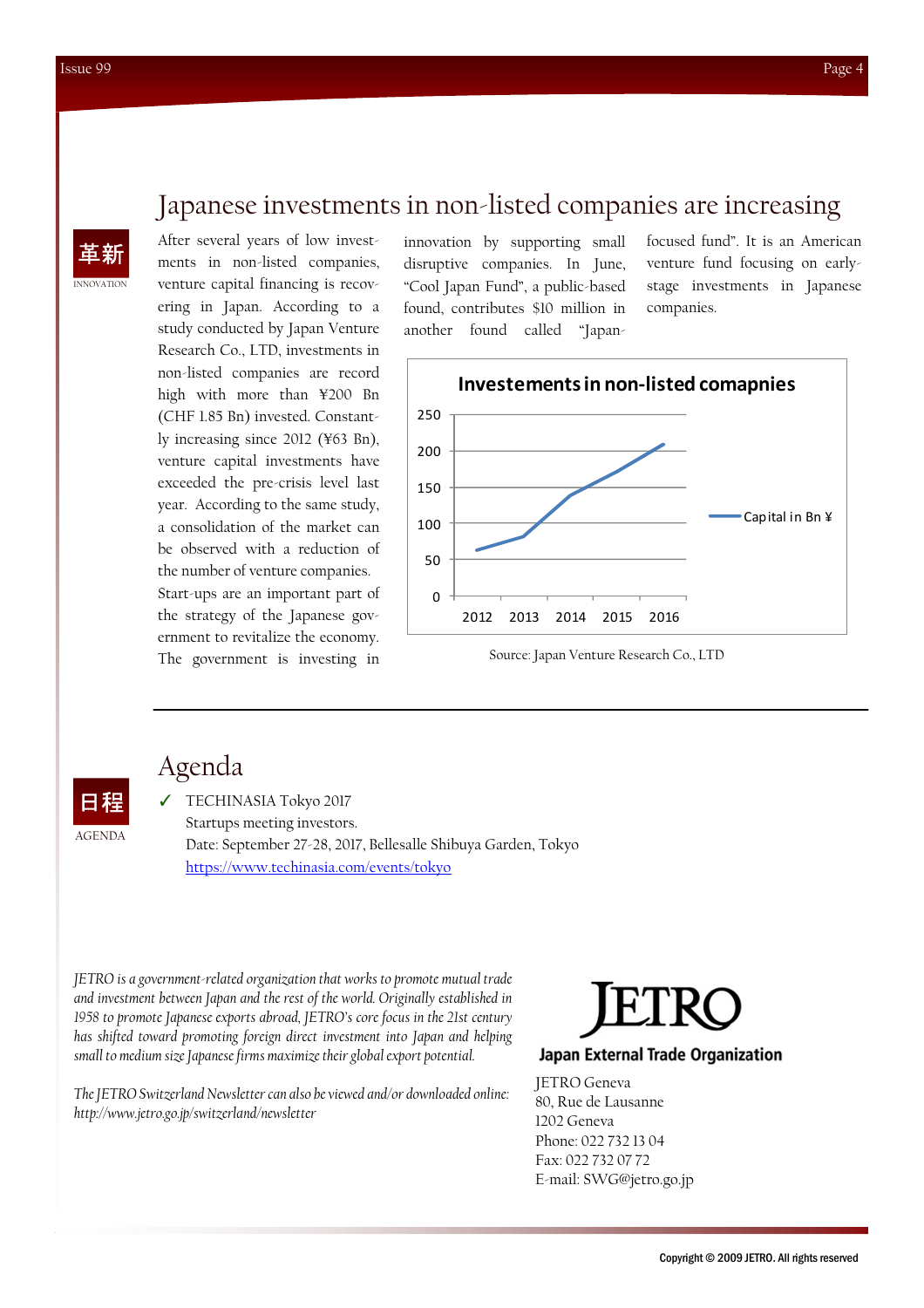# Japanese investments in non-listed companies are increasing

革新
INNOVATION

After several years of low investments in non-listed companies, venture capital financing is recovering in Japan. According to a study conducted by Japan Venture Research Co., LTD, investments in non-listed companies are record high with more than ¥200 Bn (CHF 1.85 Bn) invested. Constantly increasing since 2012 (¥63 Bn), venture capital investments have exceeded the pre-crisis level last year. According to the same study, a consolidation of the market can be observed with a reduction of the number of venture companies.

Start-ups are an important part of the strategy of the Japanese government to revitalize the economy. The government is investing in innovation by supporting small disruptive companies. In June, "Cool Japan Fund", a public-based found, contributes $10 million in another found called "Japan-focused fund". It is an American venture fund focusing on early-stage investments in Japanese companies.

Investements in non-listed comapnies

250
200
150
100
50
0
2012
2013
2014
2015
2016
Capital in Bn ¥

Source: Japan Venture Research Co., LTD

---

# Agenda

日程
AGENDA

- ✓ TECHINASIA Tokyo 2017
  Startups meeting investors.
  Date: September 27-28, 2017, Bellesalle Shibuya Garden, Tokyo
  https://www.techinasia.com/events/tokyo

*JETRO is a government-related organization that works to promote mutual trade and investment between Japan and the rest of the world. Originally established in 1958 to promote Japanese exports abroad, JETRO's core focus in the 21st century has shifted toward promoting foreign direct investment into Japan and helping small to medium size Japanese firms maximize their global export potential.*

*The JETRO Switzerland Newsletter can also be viewed and/or downloaded online: http://www.jetro.go.jp/switzerland/newsletter*

JETRO
**Japan External Trade Organization**

JETRO Geneva
80, Rue de Lausanne
1202 Geneva
Phone: 022 732 13 04
Fax: 022 732 07 72
E-mail: SWG@jetro.go.jp

Copyright © 2009 JETRO. All rights reserved